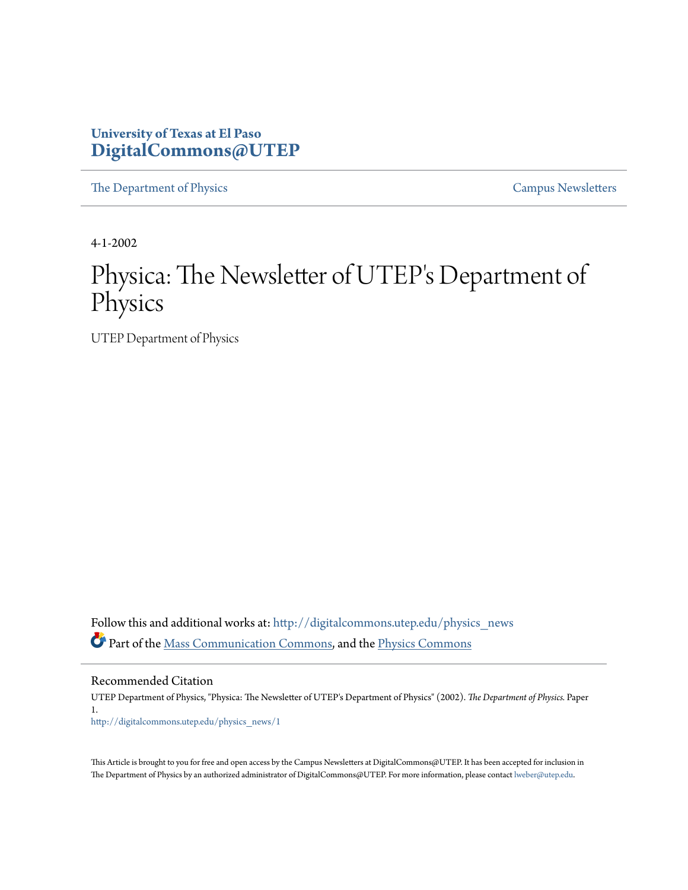**University of Texas at El Paso**
**DigitalCommons@UTEP**

The Department of Physics | Campus Newsletters

4-1-2002

# Physica: The Newsletter of UTEP's Department of Physics

UTEP Department of Physics

Follow this and additional works at: http://digitalcommons.utep.edu/physics_news

Part of the Mass Communication Commons, and the Physics Commons

## Recommended Citation

UTEP Department of Physics, "Physica: The Newsletter of UTEP's Department of Physics" (2002). *The Department of Physics.* Paper 1.
http://digitalcommons.utep.edu/physics_news/1

This Article is brought to you for free and open access by the Campus Newsletters at DigitalCommons@UTEP. It has been accepted for inclusion in The Department of Physics by an authorized administrator of DigitalCommons@UTEP. For more information, please contact lweber@utep.edu.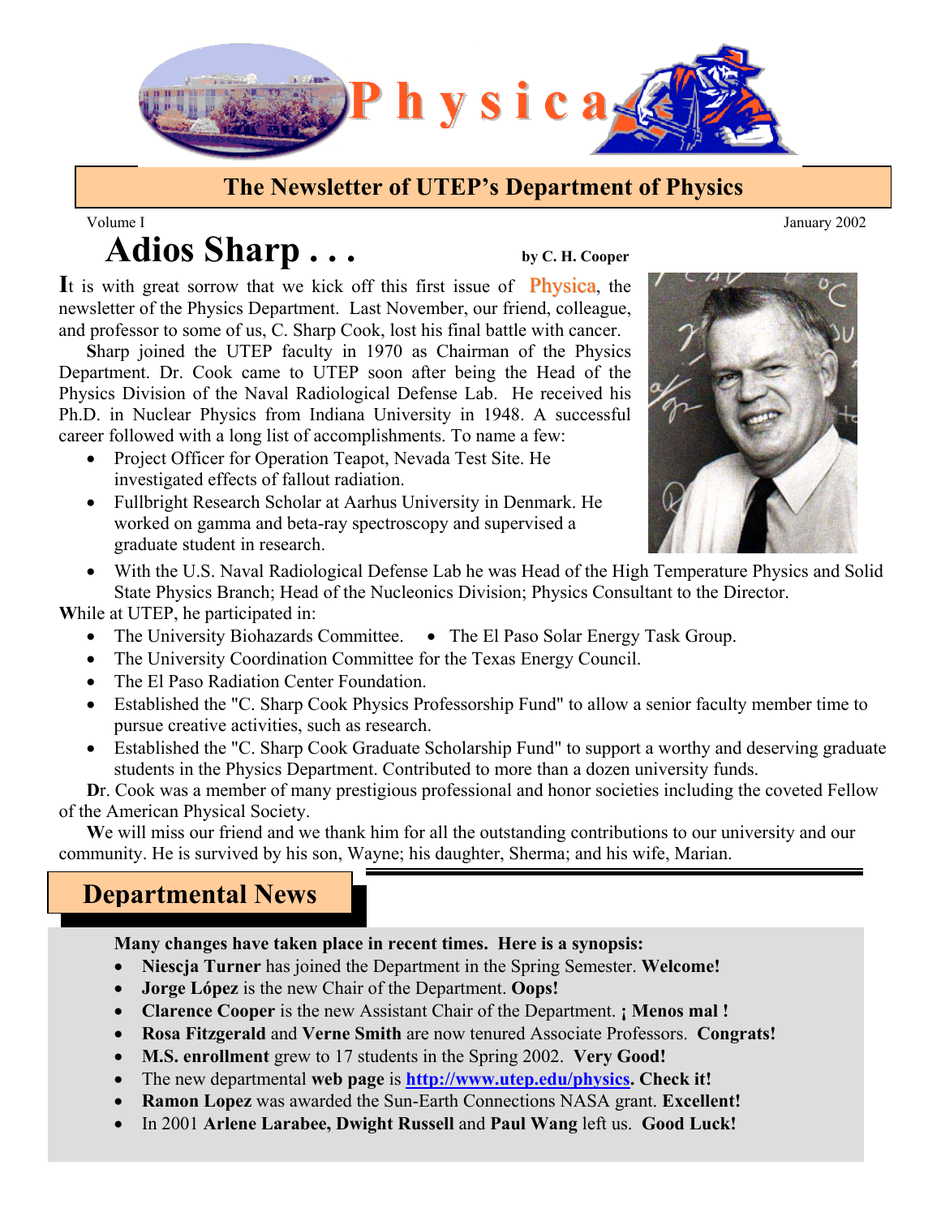# Physica

## The Newsletter of UTEP's Department of Physics

Volume I

January 2002

# Adios Sharp . . .

**by C. H. Cooper**

It is with great sorrow that we kick off this first issue of Physica, the newsletter of the Physics Department. Last November, our friend, colleague, and professor to some of us, C. Sharp Cook, lost his final battle with cancer.

Sharp joined the UTEP faculty in 1970 as Chairman of the Physics Department. Dr. Cook came to UTEP soon after being the Head of the Physics Division of the Naval Radiological Defense Lab. He received his Ph.D. in Nuclear Physics from Indiana University in 1948. A successful career followed with a long list of accomplishments. To name a few:

- Project Officer for Operation Teapot, Nevada Test Site. He investigated effects of fallout radiation.
- Fullbright Research Scholar at Aarhus University in Denmark. He worked on gamma and beta-ray spectroscopy and supervised a graduate student in research.
- With the U.S. Naval Radiological Defense Lab he was Head of the High Temperature Physics and Solid State Physics Branch; Head of the Nucleonics Division; Physics Consultant to the Director.

While at UTEP, he participated in:

- The University Biohazards Committee.
- The El Paso Solar Energy Task Group.
- The University Coordination Committee for the Texas Energy Council.
- The El Paso Radiation Center Foundation.
- Established the "C. Sharp Cook Physics Professorship Fund" to allow a senior faculty member time to pursue creative activities, such as research.
- Established the "C. Sharp Cook Graduate Scholarship Fund" to support a worthy and deserving graduate students in the Physics Department. Contributed to more than a dozen university funds.

Dr. Cook was a member of many prestigious professional and honor societies including the coveted Fellow of the American Physical Society.

We will miss our friend and we thank him for all the outstanding contributions to our university and our community. He is survived by his son, Wayne; his daughter, Sherma; and his wife, Marian.

## Departmental News

**Many changes have taken place in recent times. Here is a synopsis:**

- **Niescja Turner** has joined the Department in the Spring Semester. **Welcome!**
- **Jorge López** is the new Chair of the Department. **Oops!**
- **Clarence Cooper** is the new Assistant Chair of the Department. **¡ Menos mal !**
- **Rosa Fitzgerald** and **Verne Smith** are now tenured Associate Professors. **Congrats!**
- **M.S. enrollment** grew to 17 students in the Spring 2002. **Very Good!**
- The new departmental **web page** is **http://www.utep.edu/physics. Check it!**
- **Ramon Lopez** was awarded the Sun-Earth Connections NASA grant. **Excellent!**
- In 2001 **Arlene Larabee, Dwight Russell** and **Paul Wang** left us. **Good Luck!**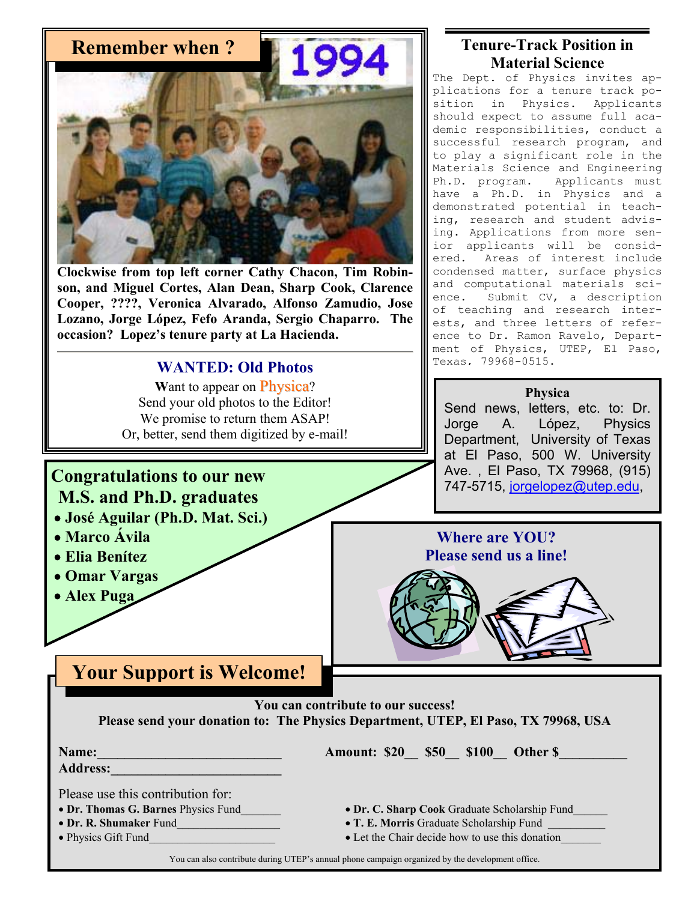## Remember when ?

1994

**Clockwise from top left corner Cathy Chacon, Tim Robinson, and Miguel Cortes, Alan Dean, Sharp Cook, Clarence Cooper, ????, Veronica Alvarado, Alfonso Zamudio, Jose Lozano, Jorge López, Fefo Aranda, Sergio Chaparro. The occasion? Lopez's tenure party at La Hacienda.**

### WANTED: Old Photos

Want to appear on Physica?
Send your old photos to the Editor!
We promise to return them ASAP!
Or, better, send them digitized by e-mail!

## Tenure-Track Position in Material Science

The Dept. of Physics invites applications for a tenure track position in Physics. Applicants should expect to assume full academic responsibilities, conduct a successful research program, and to play a significant role in the Materials Science and Engineering Ph.D. program. Applicants must have a Ph.D. in Physics and a demonstrated potential in teaching, research and student advising. Applications from more senior applicants will be considered. Areas of interest include condensed matter, surface physics and computational materials science. Submit CV, a description of teaching and research interests, and three letters of reference to Dr. Ramon Ravelo, Department of Physics, UTEP, El Paso, Texas, 79968-0515.

**Physica**

Send news, letters, etc. to: Dr. Jorge A. López, Physics Department, University of Texas at El Paso, 500 W. University Ave. , El Paso, TX 79968, (915) 747-5715, jorgelopez@utep.edu,

## Congratulations to our new M.S. and Ph.D. graduates

- **José Aguilar (Ph.D. Mat. Sci.)**
- **Marco Ávila**
- **Elia Benítez**
- **Omar Vargas**
- **Alex Puga**

**Where are YOU?**
**Please send us a line!**

## Your Support is Welcome!

**You can contribute to our success!**
**Please send your donation to: The Physics Department, UTEP, El Paso, TX 79968, USA**

**Name:**___________________________ **Amount: $20__ $50__ $100__ Other $**__________
**Address:**_________________________

Please use this contribution for:

- **Dr. Thomas G. Barnes** Physics Fund_______
- **Dr. R. Shumaker** Fund__________________
- Physics Gift Fund_____________________
- **Dr. C. Sharp Cook** Graduate Scholarship Fund______
- **T. E. Morris** Graduate Scholarship Fund __________
- Let the Chair decide how to use this donation_______

You can also contribute during UTEP's annual phone campaign organized by the development office.